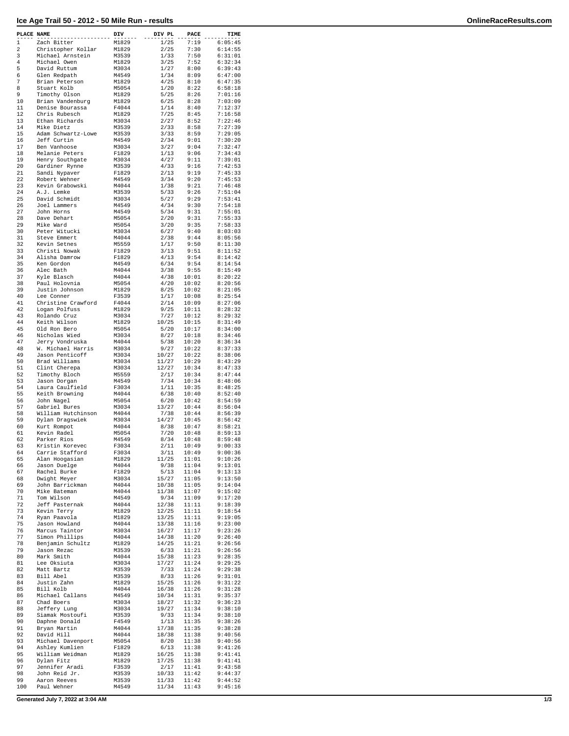# Ice Age Trail 50 - 2012 - 50 Mile Run - results

| PLACE | NAME | DIV | DIV PL | PACE | TIME |
|---|---|---|---|---|---|
| 1 | Zach Bitter | M1829 | 1/25 | 7:19 | 6:05:45 |
| 2 | Christopher Kollar | M1829 | 2/25 | 7:30 | 6:14:55 |
| 3 | Michael Arnstein | M3539 | 1/33 | 7:50 | 6:31:01 |
| 4 | Michael Owen | M1829 | 3/25 | 7:52 | 6:32:34 |
| 5 | David Ruttum | M3034 | 1/27 | 8:00 | 6:39:43 |
| 6 | Glen Redpath | M4549 | 1/34 | 8:09 | 6:47:00 |
| 7 | Brian Peterson | M1829 | 4/25 | 8:10 | 6:47:35 |
| 8 | Stuart Kolb | M5054 | 1/20 | 8:22 | 6:58:18 |
| 9 | Timothy Olson | M1829 | 5/25 | 8:26 | 7:01:16 |
| 10 | Brian Vandenburg | M1829 | 6/25 | 8:28 | 7:03:09 |
| 11 | Denise Bourassa | F4044 | 1/14 | 8:40 | 7:12:37 |
| 12 | Chris Rubesch | M1829 | 7/25 | 8:45 | 7:16:58 |
| 13 | Ethan Richards | M3034 | 2/27 | 8:52 | 7:22:46 |
| 14 | Mike Dietz | M3539 | 2/33 | 8:58 | 7:27:39 |
| 15 | Adam Schwartz-Lowe | M3539 | 3/33 | 8:59 | 7:29:05 |
| 16 | Jeff Curtin | M4549 | 2/34 | 9:01 | 7:30:20 |
| 17 | Ben Vanhoose | M3034 | 3/27 | 9:04 | 7:32:47 |
| 18 | Melanie Peters | F1829 | 1/13 | 9:06 | 7:34:43 |
| 19 | Henry Southgate | M3034 | 4/27 | 9:11 | 7:39:01 |
| 20 | Gardiner Rynne | M3539 | 4/33 | 9:16 | 7:42:53 |
| 21 | Sandi Nypaver | F1829 | 2/13 | 9:19 | 7:45:33 |
| 22 | Robert Wehner | M4549 | 3/34 | 9:20 | 7:45:53 |
| 23 | Kevin Grabowski | M4044 | 1/38 | 9:21 | 7:46:48 |
| 24 | A.J. Lemke | M3539 | 5/33 | 9:26 | 7:51:04 |
| 25 | David Schmidt | M3034 | 5/27 | 9:29 | 7:53:41 |
| 26 | Joel Lammers | M4549 | 4/34 | 9:30 | 7:54:18 |
| 27 | John Horns | M4549 | 5/34 | 9:31 | 7:55:01 |
| 28 | Dave Dehart | M5054 | 2/20 | 9:31 | 7:55:33 |
| 29 | Mike Ward | M5054 | 3/20 | 9:35 | 7:58:33 |
| 30 | Peter Witucki | M3034 | 6/27 | 9:40 | 8:03:03 |
| 31 | Steve Emmert | M4044 | 2/38 | 9:44 | 8:05:56 |
| 32 | Kevin Setnes | M5559 | 1/17 | 9:50 | 8:11:30 |
| 33 | Christi Nowak | F1829 | 3/13 | 9:51 | 8:11:52 |
| 34 | Alisha Damrow | F1829 | 4/13 | 9:54 | 8:14:42 |
| 35 | Ken Gordon | M4549 | 6/34 | 9:54 | 8:14:54 |
| 36 | Alec Bath | M4044 | 3/38 | 9:55 | 8:15:49 |
| 37 | Kyle Blasch | M4044 | 4/38 | 10:01 | 8:20:22 |
| 38 | Paul Holovnia | M5054 | 4/20 | 10:02 | 8:20:56 |
| 39 | Justin Johnson | M1829 | 8/25 | 10:02 | 8:21:05 |
| 40 | Lee Conner | F3539 | 1/17 | 10:08 | 8:25:54 |
| 41 | Christine Crawford | F4044 | 2/14 | 10:09 | 8:27:06 |
| 42 | Logan Polfuss | M1829 | 9/25 | 10:11 | 8:28:32 |
| 43 | Rolando Cruz | M3034 | 7/27 | 10:12 | 8:29:32 |
| 44 | Keith Wilson | M1829 | 10/25 | 10:15 | 8:31:49 |
| 45 | Old Ron Bero | M5054 | 5/20 | 10:17 | 8:34:00 |
| 46 | Nicholas Wied | M3034 | 8/27 | 10:18 | 8:34:46 |
| 47 | Jerry Vondruska | M4044 | 5/38 | 10:20 | 8:36:34 |
| 48 | W. Michael Harris | M3034 | 9/27 | 10:22 | 8:37:33 |
| 49 | Jason Penticoff | M3034 | 10/27 | 10:22 | 8:38:06 |
| 50 | Brad Williams | M3034 | 11/27 | 10:29 | 8:43:29 |
| 51 | Clint Cherepa | M3034 | 12/27 | 10:34 | 8:47:33 |
| 52 | Timothy Bloch | M5559 | 2/17 | 10:34 | 8:47:44 |
| 53 | Jason Dorgan | M4549 | 7/34 | 10:34 | 8:48:06 |
| 54 | Laura Caulfield | F3034 | 1/11 | 10:35 | 8:48:25 |
| 55 | Keith Browning | M4044 | 6/38 | 10:40 | 8:52:40 |
| 56 | John Nagel | M5054 | 6/20 | 10:42 | 8:54:59 |
| 57 | Gabriel Bures | M3034 | 13/27 | 10:44 | 8:56:04 |
| 58 | William Hutchinson | M4044 | 7/38 | 10:44 | 8:56:39 |
| 59 | Dylan Dragswiek | M3034 | 14/27 | 10:45 | 8:56:42 |
| 60 | Kurt Rompot | M4044 | 8/38 | 10:47 | 8:58:21 |
| 61 | Kevin Radel | M5054 | 7/20 | 10:48 | 8:59:13 |
| 62 | Parker Rios | M4549 | 8/34 | 10:48 | 8:59:48 |
| 63 | Kristin Korevec | F3034 | 2/11 | 10:49 | 9:00:33 |
| 64 | Carrie Stafford | F3034 | 3/11 | 10:49 | 9:00:36 |
| 65 | Alan Hoogasian | M1829 | 11/25 | 11:01 | 9:10:26 |
| 66 | Jason Duelge | M4044 | 9/38 | 11:04 | 9:13:01 |
| 67 | Rachel Burke | F1829 | 5/13 | 11:04 | 9:13:13 |
| 68 | Dwight Meyer | M3034 | 15/27 | 11:05 | 9:13:50 |
| 69 | John Barrickman | M4044 | 10/38 | 11:05 | 9:14:04 |
| 70 | Mike Bateman | M4044 | 11/38 | 11:07 | 9:15:02 |
| 71 | Tom Wilson | M4549 | 9/34 | 11:09 | 9:17:20 |
| 72 | Jeff Pasternak | M4044 | 12/38 | 11:11 | 9:18:39 |
| 73 | Kevin Terry | M1829 | 12/25 | 11:11 | 9:18:54 |
| 74 | Ryan Paavola | M1829 | 13/25 | 11:11 | 9:19:05 |
| 75 | Jason Howland | M4044 | 13/38 | 11:16 | 9:23:00 |
| 76 | Marcus Taintor | M3034 | 16/27 | 11:17 | 9:23:26 |
| 77 | Simon Phillips | M4044 | 14/38 | 11:20 | 9:26:40 |
| 78 | Benjamin Schultz | M1829 | 14/25 | 11:21 | 9:26:56 |
| 79 | Jason Rezac | M3539 | 6/33 | 11:21 | 9:26:56 |
| 80 | Mark Smith | M4044 | 15/38 | 11:23 | 9:28:35 |
| 81 | Lee Oksiuta | M3034 | 17/27 | 11:24 | 9:29:25 |
| 82 | Matt Bartz | M3539 | 7/33 | 11:24 | 9:29:38 |
| 83 | Bill Abel | M3539 | 8/33 | 11:26 | 9:31:01 |
| 84 | Justin Zahn | M1829 | 15/25 | 11:26 | 9:31:22 |
| 85 | Bill Kolb | M4044 | 16/38 | 11:26 | 9:31:28 |
| 86 | Michael Callans | M4549 | 10/34 | 11:31 | 9:35:37 |
| 87 | Chad Boers | M3034 | 18/27 | 11:32 | 9:36:23 |
| 88 | Jeffery Lung | M3034 | 19/27 | 11:34 | 9:38:10 |
| 89 | Siamak Mostoufi | M3539 | 9/33 | 11:34 | 9:38:10 |
| 90 | Daphne Donald | F4549 | 1/13 | 11:35 | 9:38:26 |
| 91 | Bryan Martin | M4044 | 17/38 | 11:35 | 9:38:28 |
| 92 | David Hill | M4044 | 18/38 | 11:38 | 9:40:56 |
| 93 | Michael Davenport | M5054 | 8/20 | 11:38 | 9:40:56 |
| 94 | Ashley Kumlien | F1829 | 6/13 | 11:38 | 9:41:26 |
| 95 | William Weidman | M1829 | 16/25 | 11:38 | 9:41:41 |
| 96 | Dylan Fitz | M1829 | 17/25 | 11:38 | 9:41:41 |
| 97 | Jennifer Aradi | F3539 | 2/17 | 11:41 | 9:43:58 |
| 98 | John Reid Jr. | M3539 | 10/33 | 11:42 | 9:44:37 |
| 99 | Aaron Reeves | M3539 | 11/33 | 11:42 | 9:44:52 |
| 100 | Paul Wehner | M4549 | 11/34 | 11:43 | 9:45:16 |

Generated July 7, 2022 at 3:04 AM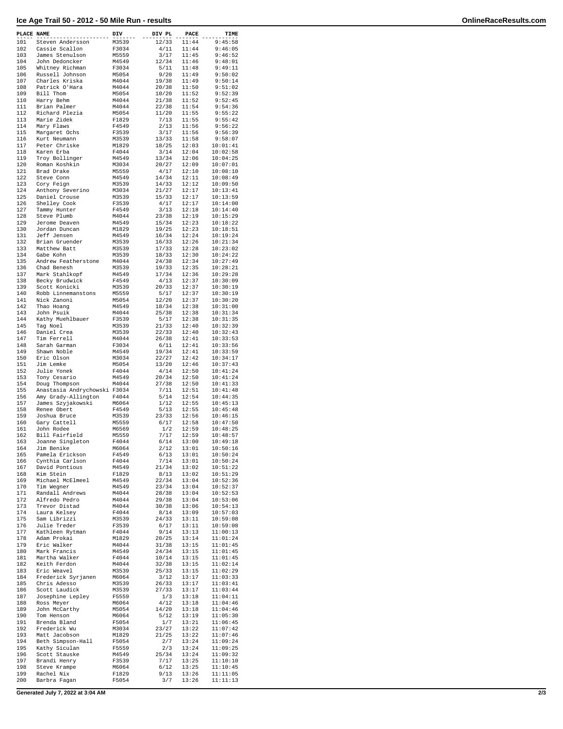# Ice Age Trail 50 - 2012 - 50 Mile Run - results

| PLACE | NAME | DIV | DIV PL | PACE | TIME |
|---|---|---|---|---|---|
| 101 | Steven Andersson | M3539 | 12/33 | 11:44 | 9:45:58 |
| 102 | Cassie Scallon | F3034 | 4/11 | 11:44 | 9:46:05 |
| 103 | James Stenulson | M5559 | 3/17 | 11:45 | 9:46:52 |
| 104 | John Dedoncker | M4549 | 12/34 | 11:46 | 9:48:01 |
| 105 | Whitney Richman | F3034 | 5/11 | 11:48 | 9:49:11 |
| 106 | Russell Johnson | M5054 | 9/20 | 11:49 | 9:50:02 |
| 107 | Charles Kriska | M4044 | 19/38 | 11:49 | 9:50:14 |
| 108 | Patrick O'Hara | M4044 | 20/38 | 11:50 | 9:51:02 |
| 109 | Bill Thom | M5054 | 10/20 | 11:52 | 9:52:39 |
| 110 | Harry Behm | M4044 | 21/38 | 11:52 | 9:52:45 |
| 111 | Brian Palmer | M4044 | 22/38 | 11:54 | 9:54:36 |
| 112 | Richard Plezia | M5054 | 11/20 | 11:55 | 9:55:22 |
| 113 | Marie Zidek | F1829 | 7/13 | 11:55 | 9:55:42 |
| 114 | Mary Flaws | F4549 | 2/13 | 11:56 | 9:56:22 |
| 115 | Margaret Ochs | F3539 | 3/17 | 11:56 | 9:56:39 |
| 116 | Kurt Neumann | M3539 | 13/33 | 11:58 | 9:58:07 |
| 117 | Peter Chriske | M1829 | 18/25 | 12:03 | 10:01:41 |
| 118 | Karen Erba | F4044 | 3/14 | 12:04 | 10:02:58 |
| 119 | Troy Bollinger | M4549 | 13/34 | 12:06 | 10:04:25 |
| 120 | Roman Koshkin | M3034 | 20/27 | 12:09 | 10:07:01 |
| 121 | Brad Drake | M5559 | 4/17 | 12:10 | 10:08:10 |
| 122 | Steve Conn | M4549 | 14/34 | 12:11 | 10:08:49 |
| 123 | Cory Feign | M3539 | 14/33 | 12:12 | 10:09:50 |
| 124 | Anthony Severino | M3034 | 21/27 | 12:17 | 10:13:41 |
| 125 | Daniel Crouse | M3539 | 15/33 | 12:17 | 10:13:59 |
| 126 | Shelley Cook | F3539 | 4/17 | 12:17 | 10:14:00 |
| 127 | Tammy Hunter | F4549 | 3/13 | 12:18 | 10:14:40 |
| 128 | Steve Plumb | M4044 | 23/38 | 12:19 | 10:15:29 |
| 129 | Jerome Deaven | M4549 | 15/34 | 12:23 | 10:18:22 |
| 130 | Jordan Duncan | M1829 | 19/25 | 12:23 | 10:18:51 |
| 131 | Jeff Jensen | M4549 | 16/34 | 12:24 | 10:19:24 |
| 132 | Brian Gruender | M3539 | 16/33 | 12:26 | 10:21:34 |
| 133 | Matthew Batt | M3539 | 17/33 | 12:28 | 10:23:02 |
| 134 | Gabe Kohn | M3539 | 18/33 | 12:30 | 10:24:22 |
| 135 | Andrew Featherstone | M4044 | 24/38 | 12:34 | 10:27:49 |
| 136 | Chad Benesh | M3539 | 19/33 | 12:35 | 10:28:21 |
| 137 | Mark Stahlkopf | M4549 | 17/34 | 12:36 | 10:29:28 |
| 138 | Becky Brudwick | F4549 | 4/13 | 12:37 | 10:30:09 |
| 139 | Scott Konicki | M3539 | 20/33 | 12:37 | 10:30:19 |
| 140 | Robb Linnemanstons | M5559 | 5/17 | 12:37 | 10:30:19 |
| 141 | Nick Zanoni | M5054 | 12/20 | 12:37 | 10:30:20 |
| 142 | Thao Hoang | M4549 | 18/34 | 12:38 | 10:31:00 |
| 143 | John Psuik | M4044 | 25/38 | 12:38 | 10:31:34 |
| 144 | Kathy Muehlbauer | F3539 | 5/17 | 12:38 | 10:31:35 |
| 145 | Tag Noel | M3539 | 21/33 | 12:40 | 10:32:39 |
| 146 | Daniel Crea | M3539 | 22/33 | 12:40 | 10:32:43 |
| 147 | Tim Ferrell | M4044 | 26/38 | 12:41 | 10:33:53 |
| 148 | Sarah Garman | F3034 | 6/11 | 12:41 | 10:33:56 |
| 149 | Shawn Noble | M4549 | 19/34 | 12:41 | 10:33:59 |
| 150 | Eric Olson | M3034 | 22/27 | 12:42 | 10:34:17 |
| 151 | Jim Lemke | M5054 | 13/20 | 12:46 | 10:37:43 |
| 152 | Julie Yonek | F4044 | 4/14 | 12:50 | 10:41:24 |
| 153 | Tony Cesario | M4549 | 20/34 | 12:50 | 10:41:24 |
| 154 | Doug Thompson | M4044 | 27/38 | 12:50 | 10:41:33 |
| 155 | Anastasia Andrychowski | F3034 | 7/11 | 12:51 | 10:41:48 |
| 156 | Amy Grady-Allington | F4044 | 5/14 | 12:54 | 10:44:35 |
| 157 | James Szyjakowski | M6064 | 1/12 | 12:55 | 10:45:13 |
| 158 | Renee Obert | F4549 | 5/13 | 12:55 | 10:45:48 |
| 159 | Joshua Bruce | M3539 | 23/33 | 12:56 | 10:46:15 |
| 160 | Gary Cattell | M5559 | 6/17 | 12:58 | 10:47:50 |
| 161 | John Rodee | M6569 | 1/2 | 12:59 | 10:48:25 |
| 162 | Bill Fairfield | M5559 | 7/17 | 12:59 | 10:48:57 |
| 163 | Joanne Singleton | F4044 | 6/14 | 13:00 | 10:49:18 |
| 164 | Jim Benike | M6064 | 2/12 | 13:01 | 10:50:16 |
| 165 | Pamela Erickson | F4549 | 6/13 | 13:01 | 10:50:24 |
| 166 | Cynthia Carlson | F4044 | 7/14 | 13:01 | 10:50:24 |
| 167 | David Pontious | M4549 | 21/34 | 13:02 | 10:51:22 |
| 168 | Kim Stein | F1829 | 8/13 | 13:02 | 10:51:29 |
| 169 | Michael McElmeel | M4549 | 22/34 | 13:04 | 10:52:36 |
| 170 | Tim Wegner | M4549 | 23/34 | 13:04 | 10:52:37 |
| 171 | Randall Andrews | M4044 | 28/38 | 13:04 | 10:52:53 |
| 172 | Alfredo Pedro | M4044 | 29/38 | 13:04 | 10:53:06 |
| 173 | Trevor Distad | M4044 | 30/38 | 13:06 | 10:54:13 |
| 174 | Laura Kelsey | F4044 | 8/14 | 13:09 | 10:57:03 |
| 175 | Sam Librizzi | M3539 | 24/33 | 13:11 | 10:59:08 |
| 176 | Julie Treder | F3539 | 6/17 | 13:11 | 10:59:08 |
| 177 | Kathleen Rytman | F4044 | 9/14 | 13:13 | 11:00:13 |
| 178 | Adam Prokai | M1829 | 20/25 | 13:14 | 11:01:24 |
| 179 | Eric Walker | M4044 | 31/38 | 13:15 | 11:01:45 |
| 180 | Mark Francis | M4549 | 24/34 | 13:15 | 11:01:45 |
| 181 | Martha Walker | F4044 | 10/14 | 13:15 | 11:01:45 |
| 182 | Keith Ferdon | M4044 | 32/38 | 13:15 | 11:02:14 |
| 183 | Eric Weavel | M3539 | 25/33 | 13:15 | 11:02:29 |
| 184 | Frederick Syrjanen | M6064 | 3/12 | 13:17 | 11:03:33 |
| 185 | Chris Adesso | M3539 | 26/33 | 13:17 | 11:03:41 |
| 186 | Scott Laudick | M3539 | 27/33 | 13:17 | 11:03:44 |
| 187 | Josephine Lepley | F5559 | 1/3 | 13:18 | 11:04:11 |
| 188 | Ross Meyer | M6064 | 4/12 | 13:18 | 11:04:46 |
| 189 | John McCarthy | M5054 | 14/20 | 13:18 | 11:04:46 |
| 190 | Tom Henson | M6064 | 5/12 | 13:19 | 11:05:30 |
| 191 | Brenda Bland | F5054 | 1/7 | 13:21 | 11:06:45 |
| 192 | Frederick Wu | M3034 | 23/27 | 13:22 | 11:07:42 |
| 193 | Matt Jacobson | M1829 | 21/25 | 13:22 | 11:07:46 |
| 194 | Beth Simpson-Hall | F5054 | 2/7 | 13:24 | 11:09:24 |
| 195 | Kathy Siculan | F5559 | 2/3 | 13:24 | 11:09:25 |
| 196 | Scott Stauske | M4549 | 25/34 | 13:24 | 11:09:32 |
| 197 | Brandi Henry | F3539 | 7/17 | 13:25 | 11:10:10 |
| 198 | Steve Krampe | M6064 | 6/12 | 13:25 | 11:10:45 |
| 199 | Rachel Nix | F1829 | 9/13 | 13:26 | 11:11:05 |
| 200 | Barbra Fagan | F5054 | 3/7 | 13:26 | 11:11:13 |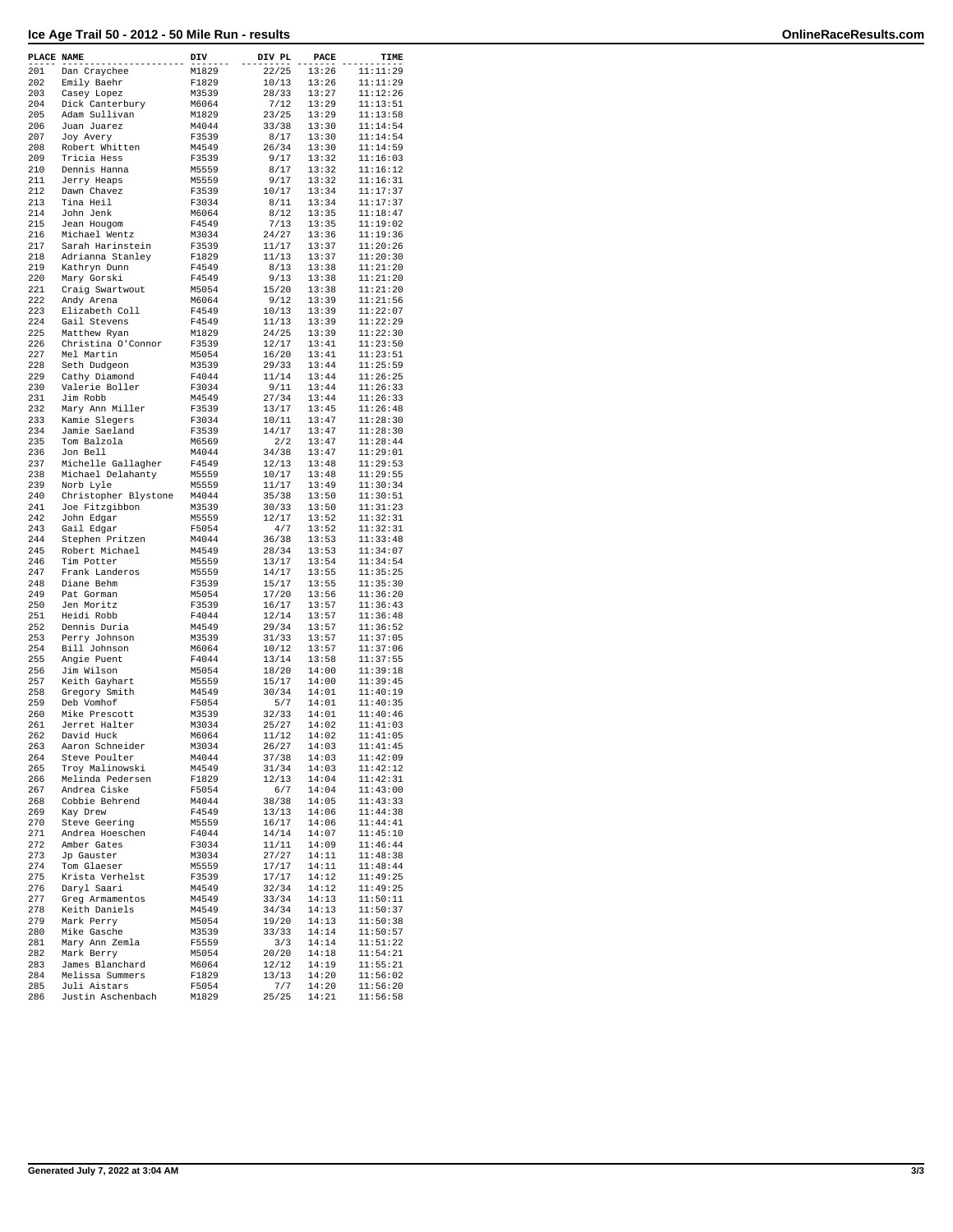# Ice Age Trail 50 - 2012 - 50 Mile Run - results

| PLACE | NAME | DIV | DIV PL | PACE | TIME |
|---|---|---|---|---|---|
| 201 | Dan Craychee | M1829 | 22/25 | 13:26 | 11:11:29 |
| 202 | Emily Baehr | F1829 | 10/13 | 13:26 | 11:11:29 |
| 203 | Casey Lopez | M3539 | 28/33 | 13:27 | 11:12:26 |
| 204 | Dick Canterbury | M6064 | 7/12 | 13:29 | 11:13:51 |
| 205 | Adam Sullivan | M1829 | 23/25 | 13:29 | 11:13:58 |
| 206 | Juan Juarez | M4044 | 33/38 | 13:30 | 11:14:54 |
| 207 | Joy Avery | F3539 | 8/17 | 13:30 | 11:14:54 |
| 208 | Robert Whitten | M4549 | 26/34 | 13:30 | 11:14:59 |
| 209 | Tricia Hess | F3539 | 9/17 | 13:32 | 11:16:03 |
| 210 | Dennis Hanna | M5559 | 8/17 | 13:32 | 11:16:12 |
| 211 | Jerry Heaps | M5559 | 9/17 | 13:32 | 11:16:31 |
| 212 | Dawn Chavez | F3539 | 10/17 | 13:34 | 11:17:37 |
| 213 | Tina Heil | F3034 | 8/11 | 13:34 | 11:17:37 |
| 214 | John Jenk | M6064 | 8/12 | 13:35 | 11:18:47 |
| 215 | Jean Hougom | F4549 | 7/13 | 13:35 | 11:19:02 |
| 216 | Michael Wentz | M3034 | 24/27 | 13:36 | 11:19:36 |
| 217 | Sarah Harinstein | F3539 | 11/17 | 13:37 | 11:20:26 |
| 218 | Adrianna Stanley | F1829 | 11/13 | 13:37 | 11:20:30 |
| 219 | Kathryn Dunn | F4549 | 8/13 | 13:38 | 11:21:20 |
| 220 | Mary Gorski | F4549 | 9/13 | 13:38 | 11:21:20 |
| 221 | Craig Swartwout | M5054 | 15/20 | 13:38 | 11:21:20 |
| 222 | Andy Arena | M6064 | 9/12 | 13:39 | 11:21:56 |
| 223 | Elizabeth Coll | F4549 | 10/13 | 13:39 | 11:22:07 |
| 224 | Gail Stevens | F4549 | 11/13 | 13:39 | 11:22:29 |
| 225 | Matthew Ryan | M1829 | 24/25 | 13:39 | 11:22:30 |
| 226 | Christina O'Connor | F3539 | 12/17 | 13:41 | 11:23:50 |
| 227 | Mel Martin | M5054 | 16/20 | 13:41 | 11:23:51 |
| 228 | Seth Dudgeon | M3539 | 29/33 | 13:44 | 11:25:59 |
| 229 | Cathy Diamond | F4044 | 11/14 | 13:44 | 11:26:25 |
| 230 | Valerie Boller | F3034 | 9/11 | 13:44 | 11:26:33 |
| 231 | Jim Robb | M4549 | 27/34 | 13:44 | 11:26:33 |
| 232 | Mary Ann Miller | F3539 | 13/17 | 13:45 | 11:26:48 |
| 233 | Kamie Slegers | F3034 | 10/11 | 13:47 | 11:28:30 |
| 234 | Jamie Saeland | F3539 | 14/17 | 13:47 | 11:28:30 |
| 235 | Tom Balzola | M6569 | 2/2 | 13:47 | 11:28:44 |
| 236 | Jon Bell | M4044 | 34/38 | 13:47 | 11:29:01 |
| 237 | Michelle Gallagher | F4549 | 12/13 | 13:48 | 11:29:53 |
| 238 | Michael Delahanty | M5559 | 10/17 | 13:48 | 11:29:55 |
| 239 | Norb Lyle | M5559 | 11/17 | 13:49 | 11:30:34 |
| 240 | Christopher Blystone | M4044 | 35/38 | 13:50 | 11:30:51 |
| 241 | Joe Fitzgibbon | M3539 | 30/33 | 13:50 | 11:31:23 |
| 242 | John Edgar | M5559 | 12/17 | 13:52 | 11:32:31 |
| 243 | Gail Edgar | F5054 | 4/7 | 13:52 | 11:32:31 |
| 244 | Stephen Pritzen | M4044 | 36/38 | 13:53 | 11:33:48 |
| 245 | Robert Michael | M4549 | 28/34 | 13:53 | 11:34:07 |
| 246 | Tim Potter | M5559 | 13/17 | 13:54 | 11:34:54 |
| 247 | Frank Landeros | M5559 | 14/17 | 13:55 | 11:35:25 |
| 248 | Diane Behm | F3539 | 15/17 | 13:55 | 11:35:30 |
| 249 | Pat Gorman | M5054 | 17/20 | 13:56 | 11:36:20 |
| 250 | Jen Moritz | F3539 | 16/17 | 13:57 | 11:36:43 |
| 251 | Heidi Robb | F4044 | 12/14 | 13:57 | 11:36:48 |
| 252 | Dennis Duria | M4549 | 29/34 | 13:57 | 11:36:52 |
| 253 | Perry Johnson | M3539 | 31/33 | 13:57 | 11:37:05 |
| 254 | Bill Johnson | M6064 | 10/12 | 13:57 | 11:37:06 |
| 255 | Angie Puent | F4044 | 13/14 | 13:58 | 11:37:55 |
| 256 | Jim Wilson | M5054 | 18/20 | 14:00 | 11:39:18 |
| 257 | Keith Gayhart | M5559 | 15/17 | 14:00 | 11:39:45 |
| 258 | Gregory Smith | M4549 | 30/34 | 14:01 | 11:40:19 |
| 259 | Deb Vomhof | F5054 | 5/7 | 14:01 | 11:40:35 |
| 260 | Mike Prescott | M3539 | 32/33 | 14:01 | 11:40:46 |
| 261 | Jerret Halter | M3034 | 25/27 | 14:02 | 11:41:03 |
| 262 | David Huck | M6064 | 11/12 | 14:02 | 11:41:05 |
| 263 | Aaron Schneider | M3034 | 26/27 | 14:03 | 11:41:45 |
| 264 | Steve Poulter | M4044 | 37/38 | 14:03 | 11:42:09 |
| 265 | Troy Malinowski | M4549 | 31/34 | 14:03 | 11:42:12 |
| 266 | Melinda Pedersen | F1829 | 12/13 | 14:04 | 11:42:31 |
| 267 | Andrea Ciske | F5054 | 6/7 | 14:04 | 11:43:00 |
| 268 | Cobbie Behrend | M4044 | 38/38 | 14:05 | 11:43:33 |
| 269 | Kay Drew | F4549 | 13/13 | 14:06 | 11:44:38 |
| 270 | Steve Geering | M5559 | 16/17 | 14:06 | 11:44:41 |
| 271 | Andrea Hoeschen | F4044 | 14/14 | 14:07 | 11:45:10 |
| 272 | Amber Gates | F3034 | 11/11 | 14:09 | 11:46:44 |
| 273 | Jp Gauster | M3034 | 27/27 | 14:11 | 11:48:38 |
| 274 | Tom Glaeser | M5559 | 17/17 | 14:11 | 11:48:44 |
| 275 | Krista Verhelst | F3539 | 17/17 | 14:12 | 11:49:25 |
| 276 | Daryl Saari | M4549 | 32/34 | 14:12 | 11:49:25 |
| 277 | Greg Armamentos | M4549 | 33/34 | 14:13 | 11:50:11 |
| 278 | Keith Daniels | M4549 | 34/34 | 14:13 | 11:50:37 |
| 279 | Mark Perry | M5054 | 19/20 | 14:13 | 11:50:38 |
| 280 | Mike Gasche | M3539 | 33/33 | 14:14 | 11:50:57 |
| 281 | Mary Ann Zemla | F5559 | 3/3 | 14:14 | 11:51:22 |
| 282 | Mark Berry | M5054 | 20/20 | 14:18 | 11:54:21 |
| 283 | James Blanchard | M6064 | 12/12 | 14:19 | 11:55:21 |
| 284 | Melissa Summers | F1829 | 13/13 | 14:20 | 11:56:02 |
| 285 | Juli Aistars | F5054 | 7/7 | 14:20 | 11:56:20 |
| 286 | Justin Aschenbach | M1829 | 25/25 | 14:21 | 11:56:58 |

Generated July 7, 2022 at 3:04 AM